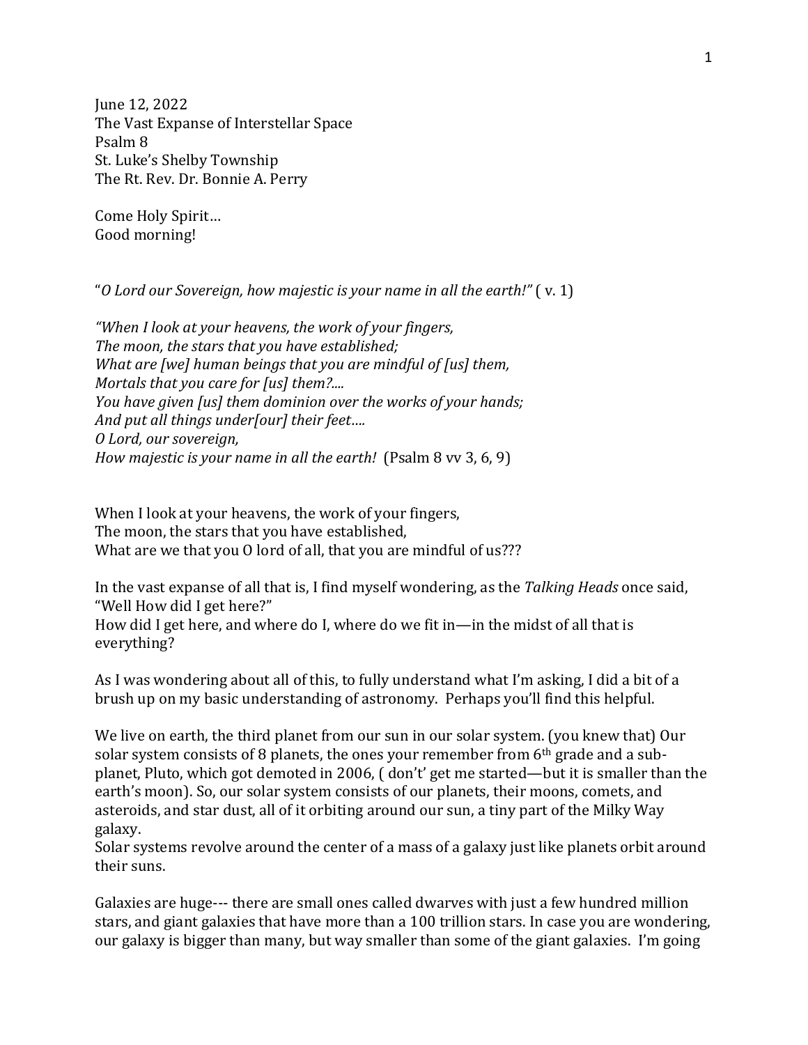June 12, 2022
The Vast Expanse of Interstellar Space
Psalm 8
St. Luke's Shelby Township
The Rt. Rev. Dr. Bonnie A. Perry

Come Holy Spirit…
Good morning!

"*O Lord our Sovereign, how majestic is your name in all the earth!"* ( v. 1)

*"When I look at your heavens, the work of your fingers,*
*The moon, the stars that you have established;*
*What are [we] human beings that you are mindful of [us] them,*
*Mortals that you care for [us] them?....*
*You have given [us] them dominion over the works of your hands;*
*And put all things under[our] their feet….*
*O Lord, our sovereign,*
*How majestic is your name in all the earth!* (Psalm 8 vv 3, 6, 9)

When I look at your heavens, the work of your fingers,
The moon, the stars that you have established,
What are we that you O lord of all, that you are mindful of us???

In the vast expanse of all that is, I find myself wondering, as the *Talking Heads* once said, "Well How did I get here?"
How did I get here, and where do I, where do we fit in—in the midst of all that is everything?

As I was wondering about all of this, to fully understand what I'm asking, I did a bit of a brush up on my basic understanding of astronomy. Perhaps you'll find this helpful.

We live on earth, the third planet from our sun in our solar system. (you knew that) Our solar system consists of 8 planets, the ones your remember from 6th grade and a sub-planet, Pluto, which got demoted in 2006, ( don't' get me started—but it is smaller than the earth's moon). So, our solar system consists of our planets, their moons, comets, and asteroids, and star dust, all of it orbiting around our sun, a tiny part of the Milky Way galaxy.
Solar systems revolve around the center of a mass of a galaxy just like planets orbit around their suns.

Galaxies are huge--- there are small ones called dwarves with just a few hundred million stars, and giant galaxies that have more than a 100 trillion stars. In case you are wondering, our galaxy is bigger than many, but way smaller than some of the giant galaxies. I'm going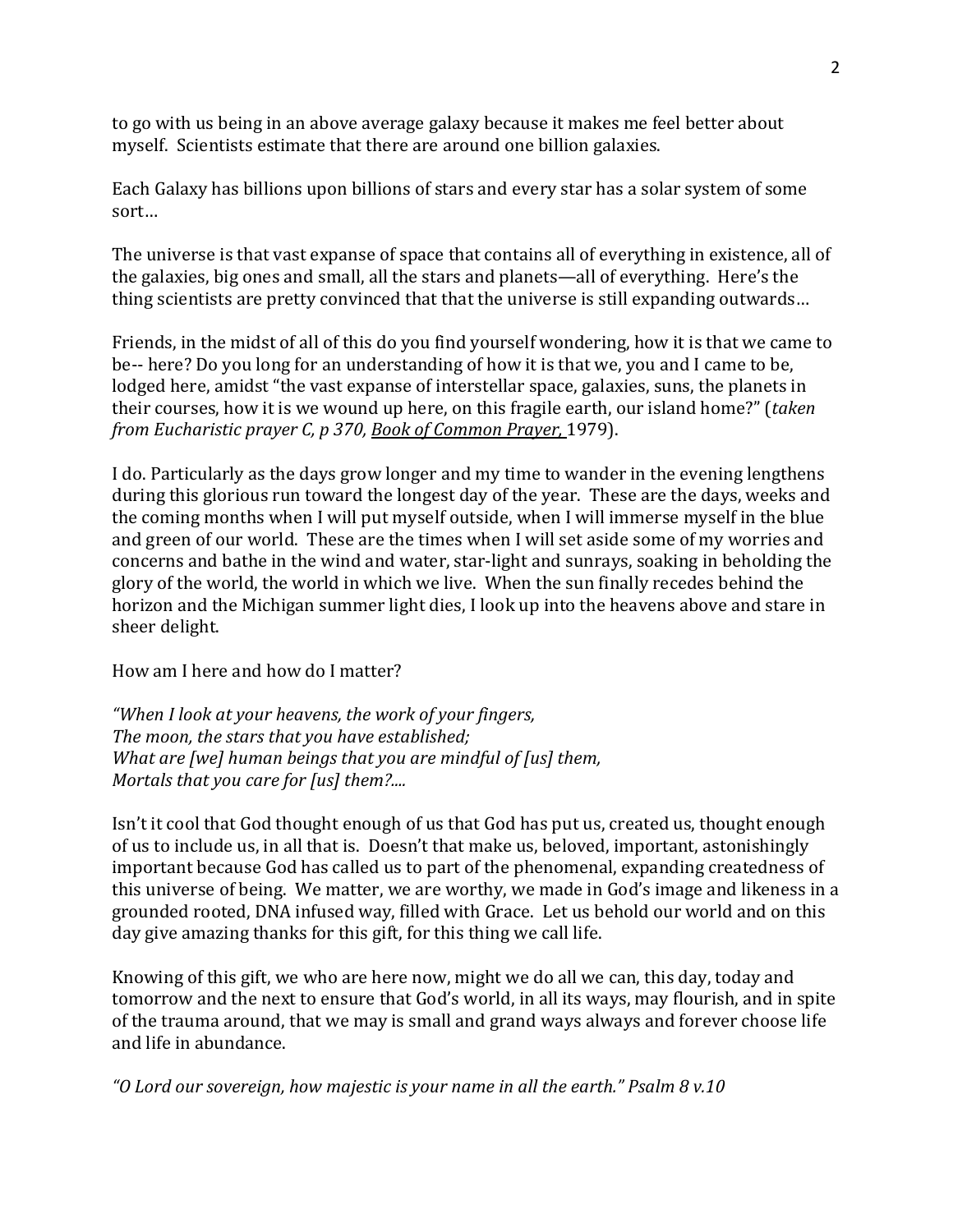to go with us being in an above average galaxy because it makes me feel better about myself. Scientists estimate that there are around one billion galaxies.

Each Galaxy has billions upon billions of stars and every star has a solar system of some sort…

The universe is that vast expanse of space that contains all of everything in existence, all of the galaxies, big ones and small, all the stars and planets—all of everything. Here's the thing scientists are pretty convinced that that the universe is still expanding outwards…

Friends, in the midst of all of this do you find yourself wondering, how it is that we came to be-- here? Do you long for an understanding of how it is that we, you and I came to be, lodged here, amidst "the vast expanse of interstellar space, galaxies, suns, the planets in their courses, how it is we wound up here, on this fragile earth, our island home?" (*taken from Eucharistic prayer C, p 370, <u>Book of Common Prayer,</u>* 1979).

I do. Particularly as the days grow longer and my time to wander in the evening lengthens during this glorious run toward the longest day of the year. These are the days, weeks and the coming months when I will put myself outside, when I will immerse myself in the blue and green of our world. These are the times when I will set aside some of my worries and concerns and bathe in the wind and water, star-light and sunrays, soaking in beholding the glory of the world, the world in which we live. When the sun finally recedes behind the horizon and the Michigan summer light dies, I look up into the heavens above and stare in sheer delight.

How am I here and how do I matter?

*"When I look at your heavens, the work of your fingers,*
*The moon, the stars that you have established;*
*What are [we] human beings that you are mindful of [us] them,*
*Mortals that you care for [us] them?....*

Isn't it cool that God thought enough of us that God has put us, created us, thought enough of us to include us, in all that is. Doesn't that make us, beloved, important, astonishingly important because God has called us to part of the phenomenal, expanding createdness of this universe of being. We matter, we are worthy, we made in God's image and likeness in a grounded rooted, DNA infused way, filled with Grace. Let us behold our world and on this day give amazing thanks for this gift, for this thing we call life.

Knowing of this gift, we who are here now, might we do all we can, this day, today and tomorrow and the next to ensure that God's world, in all its ways, may flourish, and in spite of the trauma around, that we may is small and grand ways always and forever choose life and life in abundance.

*"O Lord our sovereign, how majestic is your name in all the earth." Psalm 8 v.10*